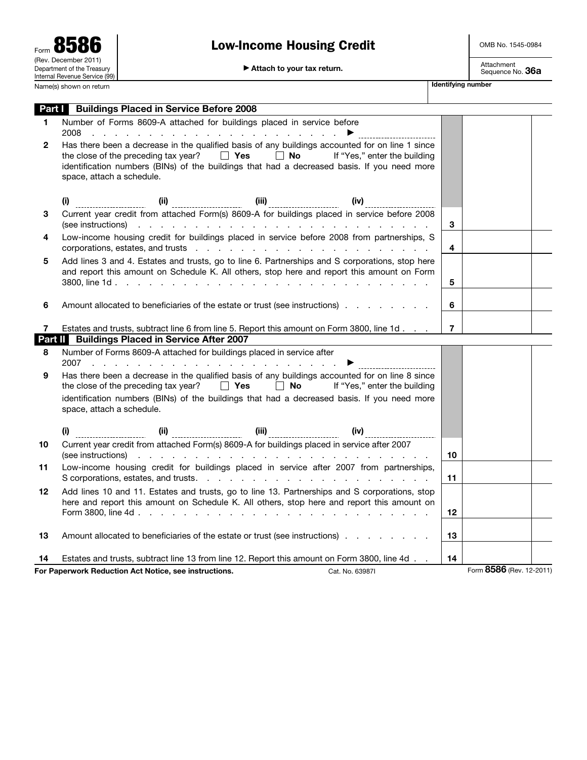Form **8586**
(Rev. December 2011)
Department of the Treasury
Internal Revenue Service (99)

# Low-Income Housing Credit

▶ Attach to your tax return.

OMB No. 1545-0984

Attachment Sequence No. **36a**

Name(s) shown on return | **Identifying number**

## Part I Buildings Placed in Service Before 2008

| | | | |
|---|---|---|---|
| **1** | Number of Forms 8609-A attached for buildings placed in service before 2008 . . . . . . . . . . . . . . . . . . . . . . . . ▶ ______ | | |
| **2** | Has there been a decrease in the qualified basis of any buildings accounted for on line 1 since the close of the preceding tax year? ☐ **Yes** ☐ **No** If "Yes," enter the building identification numbers (BINs) of the buildings that had a decreased basis. If you need more space, attach a schedule.<br><br>**(i)** ______ **(ii)** ______ **(iii)** ______ **(iv)** ______ | | |
| **3** | Current year credit from attached Form(s) 8609-A for buildings placed in service before 2008 (see instructions) . . . . . . . . . . . . . . . . . . . . . . . . . . | **3** | |
| **4** | Low-income housing credit for buildings placed in service before 2008 from partnerships, S corporations, estates, and trusts . . . . . . . . . . . . . . . . . . . . . | **4** | |
| **5** | Add lines 3 and 4. Estates and trusts, go to line 6. Partnerships and S corporations, stop here and report this amount on Schedule K. All others, stop here and report this amount on Form 3800, line 1d . . . . . . . . . . . . . . . . . . . . . . . . . . | **5** | |
| **6** | Amount allocated to beneficiaries of the estate or trust (see instructions) . . . . . . . . | **6** | |
| **7** | Estates and trusts, subtract line 6 from line 5. Report this amount on Form 3800, line 1d . . . | **7** | |

## Part II Buildings Placed in Service After 2007

| | | | |
|---|---|---|---|
| **8** | Number of Forms 8609-A attached for buildings placed in service after 2007 . . . . . . . . . . . . . . . . . . . . . . . . ▶ ______ | | |
| **9** | Has there been a decrease in the qualified basis of any buildings accounted for on line 8 since the close of the preceding tax year? ☐ **Yes** ☐ **No** If "Yes," enter the building identification numbers (BINs) of the buildings that had a decreased basis. If you need more space, attach a schedule.<br><br>**(i)** ______ **(ii)** ______ **(iii)** ______ **(iv)** ______ | | |
| **10** | Current year credit from attached Form(s) 8609-A for buildings placed in service after 2007 (see instructions) . . . . . . . . . . . . . . . . . . . . . . . . . . | **10** | |
| **11** | Low-income housing credit for buildings placed in service after 2007 from partnerships, S corporations, estates, and trusts. . . . . . . . . . . . . . . . . . . . . | **11** | |
| **12** | Add lines 10 and 11. Estates and trusts, go to line 13. Partnerships and S corporations, stop here and report this amount on Schedule K. All others, stop here and report this amount on Form 3800, line 4d . . . . . . . . . . . . . . . . . . . . . . . . . . | **12** | |
| **13** | Amount allocated to beneficiaries of the estate or trust (see instructions) . . . . . . . . | **13** | |
| **14** | Estates and trusts, subtract line 13 from line 12. Report this amount on Form 3800, line 4d . . | **14** | |

**For Paperwork Reduction Act Notice, see instructions.** Cat. No. 63987I Form **8586** (Rev. 12-2011)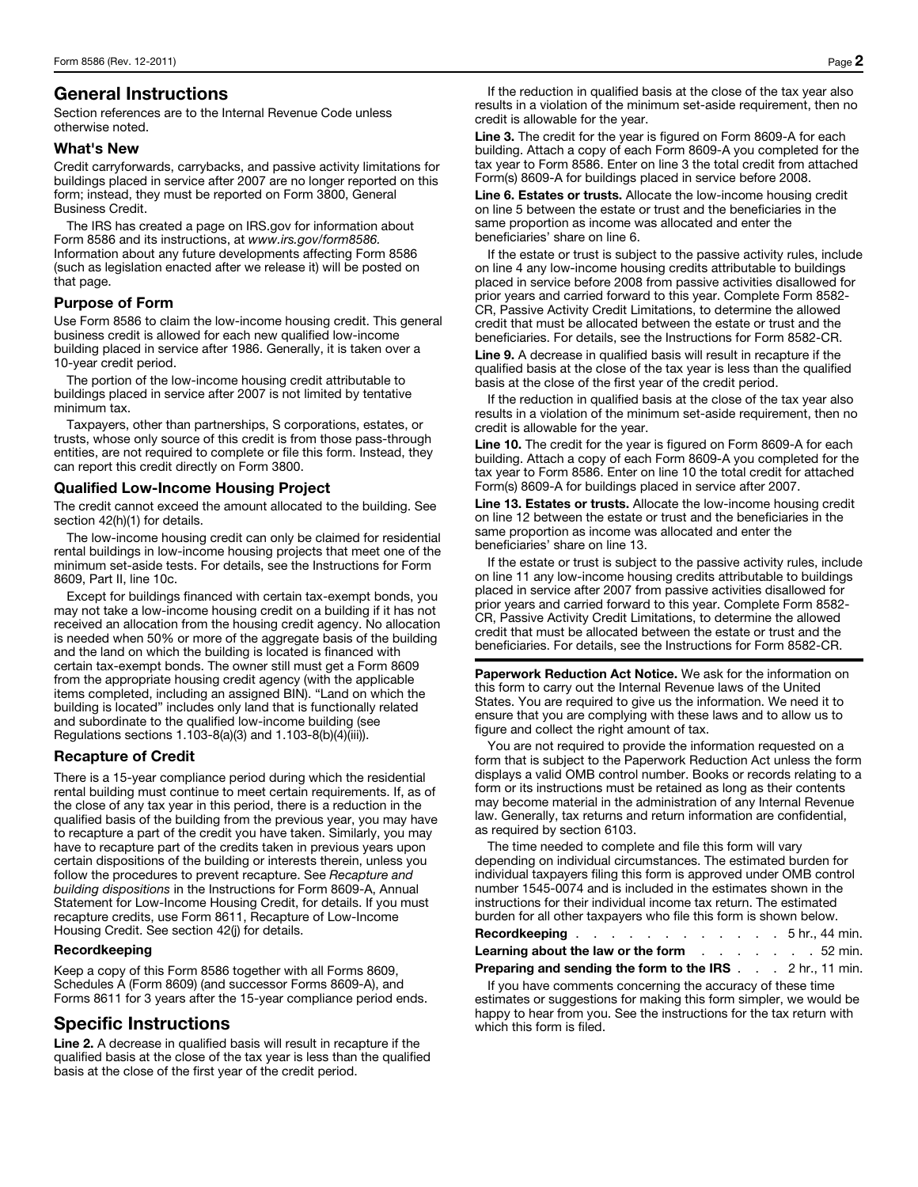## General Instructions

Section references are to the Internal Revenue Code unless otherwise noted.

### What's New

Credit carryforwards, carrybacks, and passive activity limitations for buildings placed in service after 2007 are no longer reported on this form; instead, they must be reported on Form 3800, General Business Credit.

The IRS has created a page on IRS.gov for information about Form 8586 and its instructions, at *www.irs.gov/form8586*. Information about any future developments affecting Form 8586 (such as legislation enacted after we release it) will be posted on that page.

### Purpose of Form

Use Form 8586 to claim the low-income housing credit. This general business credit is allowed for each new qualified low-income building placed in service after 1986. Generally, it is taken over a 10-year credit period.

The portion of the low-income housing credit attributable to buildings placed in service after 2007 is not limited by tentative minimum tax.

Taxpayers, other than partnerships, S corporations, estates, or trusts, whose only source of this credit is from those pass-through entities, are not required to complete or file this form. Instead, they can report this credit directly on Form 3800.

### Qualified Low-Income Housing Project

The credit cannot exceed the amount allocated to the building. See section 42(h)(1) for details.

The low-income housing credit can only be claimed for residential rental buildings in low-income housing projects that meet one of the minimum set-aside tests. For details, see the Instructions for Form 8609, Part II, line 10c.

Except for buildings financed with certain tax-exempt bonds, you may not take a low-income housing credit on a building if it has not received an allocation from the housing credit agency. No allocation is needed when 50% or more of the aggregate basis of the building and the land on which the building is located is financed with certain tax-exempt bonds. The owner still must get a Form 8609 from the appropriate housing credit agency (with the applicable items completed, including an assigned BIN). "Land on which the building is located" includes only land that is functionally related and subordinate to the qualified low-income building (see Regulations sections 1.103-8(a)(3) and 1.103-8(b)(4)(iii)).

### Recapture of Credit

There is a 15-year compliance period during which the residential rental building must continue to meet certain requirements. If, as of the close of any tax year in this period, there is a reduction in the qualified basis of the building from the previous year, you may have to recapture a part of the credit you have taken. Similarly, you may have to recapture part of the credits taken in previous years upon certain dispositions of the building or interests therein, unless you follow the procedures to prevent recapture. See *Recapture and building dispositions* in the Instructions for Form 8609-A, Annual Statement for Low-Income Housing Credit, for details. If you must recapture credits, use Form 8611, Recapture of Low-Income Housing Credit. See section 42(j) for details.

#### Recordkeeping

Keep a copy of this Form 8586 together with all Forms 8609, Schedules A (Form 8609) (and successor Forms 8609-A), and Forms 8611 for 3 years after the 15-year compliance period ends.

## Specific Instructions

**Line 2.** A decrease in qualified basis will result in recapture if the qualified basis at the close of the tax year is less than the qualified basis at the close of the first year of the credit period.

If the reduction in qualified basis at the close of the tax year also results in a violation of the minimum set-aside requirement, then no credit is allowable for the year.

**Line 3.** The credit for the year is figured on Form 8609-A for each building. Attach a copy of each Form 8609-A you completed for the tax year to Form 8586. Enter on line 3 the total credit from attached Form(s) 8609-A for buildings placed in service before 2008.

**Line 6. Estates or trusts.** Allocate the low-income housing credit on line 5 between the estate or trust and the beneficiaries in the same proportion as income was allocated and enter the beneficiaries' share on line 6.

If the estate or trust is subject to the passive activity rules, include on line 4 any low-income housing credits attributable to buildings placed in service before 2008 from passive activities disallowed for prior years and carried forward to this year. Complete Form 8582-CR, Passive Activity Credit Limitations, to determine the allowed credit that must be allocated between the estate or trust and the beneficiaries. For details, see the Instructions for Form 8582-CR.

**Line 9.** A decrease in qualified basis will result in recapture if the qualified basis at the close of the tax year is less than the qualified basis at the close of the first year of the credit period.

If the reduction in qualified basis at the close of the tax year also results in a violation of the minimum set-aside requirement, then no credit is allowable for the year.

**Line 10.** The credit for the year is figured on Form 8609-A for each building. Attach a copy of each Form 8609-A you completed for the tax year to Form 8586. Enter on line 10 the total credit for attached Form(s) 8609-A for buildings placed in service after 2007.

**Line 13. Estates or trusts.** Allocate the low-income housing credit on line 12 between the estate or trust and the beneficiaries in the same proportion as income was allocated and enter the beneficiaries' share on line 13.

If the estate or trust is subject to the passive activity rules, include on line 11 any low-income housing credits attributable to buildings placed in service after 2007 from passive activities disallowed for prior years and carried forward to this year. Complete Form 8582-CR, Passive Activity Credit Limitations, to determine the allowed credit that must be allocated between the estate or trust and the beneficiaries. For details, see the Instructions for Form 8582-CR.

**Paperwork Reduction Act Notice.** We ask for the information on this form to carry out the Internal Revenue laws of the United States. You are required to give us the information. We need it to ensure that you are complying with these laws and to allow us to figure and collect the right amount of tax.

You are not required to provide the information requested on a form that is subject to the Paperwork Reduction Act unless the form displays a valid OMB control number. Books or records relating to a form or its instructions must be retained as long as their contents may become material in the administration of any Internal Revenue law. Generally, tax returns and return information are confidential, as required by section 6103.

The time needed to complete and file this form will vary depending on individual circumstances. The estimated burden for individual taxpayers filing this form is approved under OMB control number 1545-0074 and is included in the estimates shown in the instructions for their individual income tax return. The estimated burden for all other taxpayers who file this form is shown below.

| | |
|---|---|
| **Recordkeeping** | 5 hr., 44 min. |
| **Learning about the law or the form** | 52 min. |
| **Preparing and sending the form to the IRS** | 2 hr., 11 min. |

If you have comments concerning the accuracy of these time estimates or suggestions for making this form simpler, we would be happy to hear from you. See the instructions for the tax return with which this form is filed.